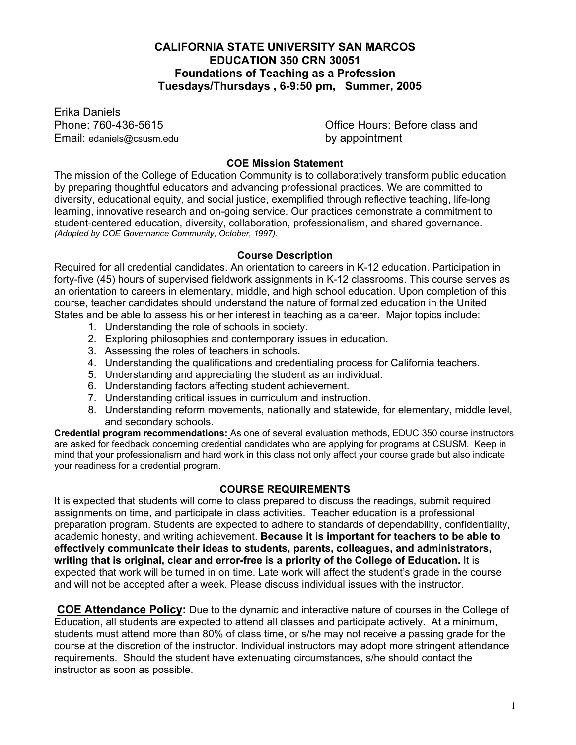# CALIFORNIA STATE UNIVERSITY SAN MARCOS
# EDUCATION 350 CRN 30051
## Foundations of Teaching as a Profession
## Tuesdays/Thursdays , 6-9:50 pm, Summer, 2005

Erika Daniels
Phone: 760-436-5615
Email: edaniels@csusm.edu

Office Hours: Before class and by appointment

### COE Mission Statement

The mission of the College of Education Community is to collaboratively transform public education by preparing thoughtful educators and advancing professional practices. We are committed to diversity, educational equity, and social justice, exemplified through reflective teaching, life-long learning, innovative research and on-going service. Our practices demonstrate a commitment to student-centered education, diversity, collaboration, professionalism, and shared governance. *(Adopted by COE Governance Community, October, 1997).*

### Course Description

Required for all credential candidates. An orientation to careers in K-12 education. Participation in forty-five (45) hours of supervised fieldwork assignments in K-12 classrooms. This course serves as an orientation to careers in elementary, middle, and high school education. Upon completion of this course, teacher candidates should understand the nature of formalized education in the United States and be able to assess his or her interest in teaching as a career. Major topics include:

1. Understanding the role of schools in society.
2. Exploring philosophies and contemporary issues in education.
3. Assessing the roles of teachers in schools.
4. Understanding the qualifications and credentialing process for California teachers.
5. Understanding and appreciating the student as an individual.
6. Understanding factors affecting student achievement.
7. Understanding critical issues in curriculum and instruction.
8. Understanding reform movements, nationally and statewide, for elementary, middle level, and secondary schools.

**Credential program recommendations:** As one of several evaluation methods, EDUC 350 course instructors are asked for feedback concerning credential candidates who are applying for programs at CSUSM. Keep in mind that your professionalism and hard work in this class not only affect your course grade but also indicate your readiness for a credential program.

### COURSE REQUIREMENTS

It is expected that students will come to class prepared to discuss the readings, submit required assignments on time, and participate in class activities. Teacher education is a professional preparation program. Students are expected to adhere to standards of dependability, confidentiality, academic honesty, and writing achievement. **Because it is important for teachers to be able to effectively communicate their ideas to students, parents, colleagues, and administrators, writing that is original, clear and error-free is a priority of the College of Education.** It is expected that work will be turned in on time. Late work will affect the student's grade in the course and will not be accepted after a week. Please discuss individual issues with the instructor.

**COE Attendance Policy:** Due to the dynamic and interactive nature of courses in the College of Education, all students are expected to attend all classes and participate actively. At a minimum, students must attend more than 80% of class time, or s/he may not receive a passing grade for the course at the discretion of the instructor. Individual instructors may adopt more stringent attendance requirements. Should the student have extenuating circumstances, s/he should contact the instructor as soon as possible.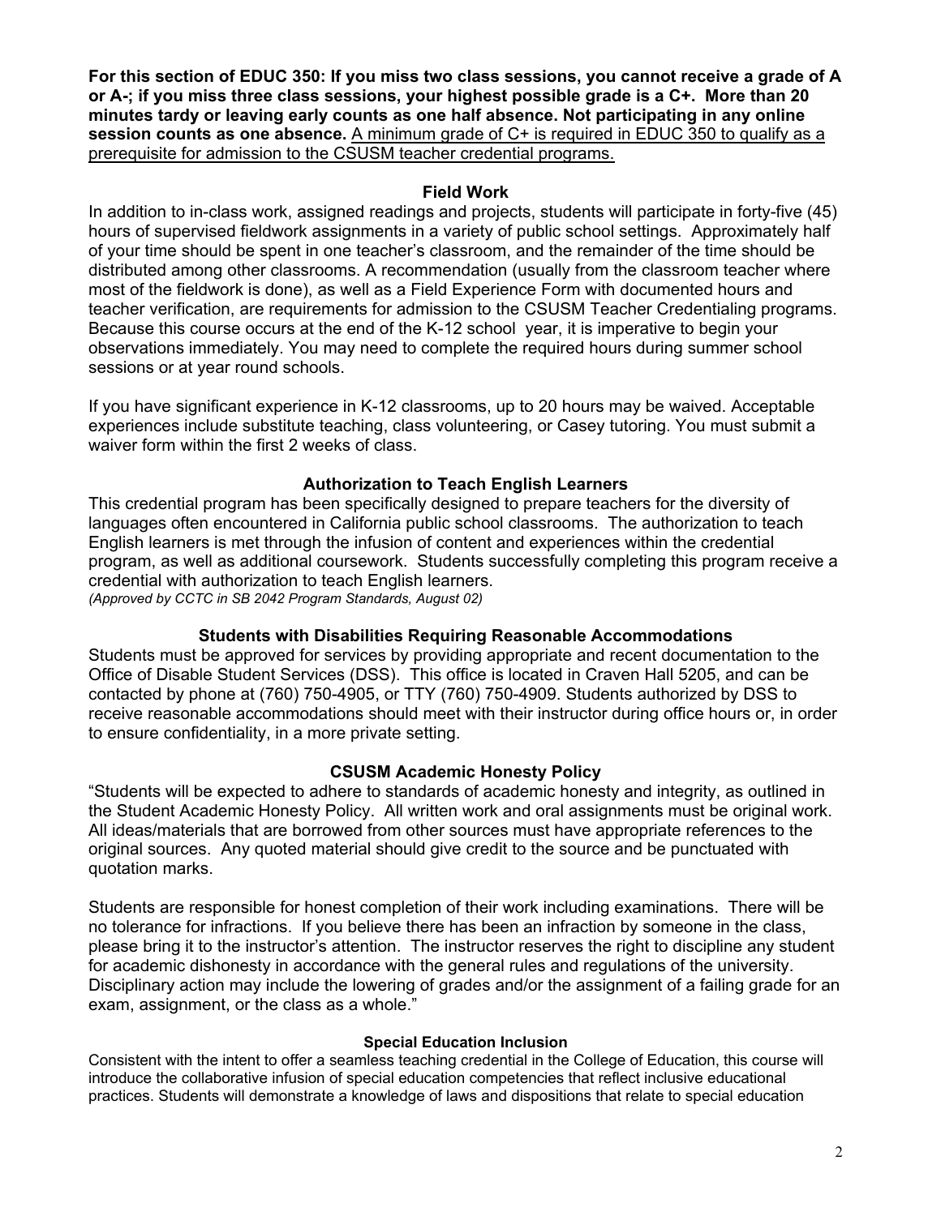**For this section of EDUC 350: If you miss two class sessions, you cannot receive a grade of A or A-; if you miss three class sessions, your highest possible grade is a C+. More than 20 minutes tardy or leaving early counts as one half absence. Not participating in any online session counts as one absence.** A minimum grade of C+ is required in EDUC 350 to qualify as a prerequisite for admission to the CSUSM teacher credential programs.

## Field Work

In addition to in-class work, assigned readings and projects, students will participate in forty-five (45) hours of supervised fieldwork assignments in a variety of public school settings. Approximately half of your time should be spent in one teacher's classroom, and the remainder of the time should be distributed among other classrooms. A recommendation (usually from the classroom teacher where most of the fieldwork is done), as well as a Field Experience Form with documented hours and teacher verification, are requirements for admission to the CSUSM Teacher Credentialing programs. Because this course occurs at the end of the K-12 school year, it is imperative to begin your observations immediately. You may need to complete the required hours during summer school sessions or at year round schools.

If you have significant experience in K-12 classrooms, up to 20 hours may be waived. Acceptable experiences include substitute teaching, class volunteering, or Casey tutoring. You must submit a waiver form within the first 2 weeks of class.

## Authorization to Teach English Learners

This credential program has been specifically designed to prepare teachers for the diversity of languages often encountered in California public school classrooms. The authorization to teach English learners is met through the infusion of content and experiences within the credential program, as well as additional coursework. Students successfully completing this program receive a credential with authorization to teach English learners.
*(Approved by CCTC in SB 2042 Program Standards, August 02)*

## Students with Disabilities Requiring Reasonable Accommodations

Students must be approved for services by providing appropriate and recent documentation to the Office of Disable Student Services (DSS). This office is located in Craven Hall 5205, and can be contacted by phone at (760) 750-4905, or TTY (760) 750-4909. Students authorized by DSS to receive reasonable accommodations should meet with their instructor during office hours or, in order to ensure confidentiality, in a more private setting.

## CSUSM Academic Honesty Policy

"Students will be expected to adhere to standards of academic honesty and integrity, as outlined in the Student Academic Honesty Policy. All written work and oral assignments must be original work. All ideas/materials that are borrowed from other sources must have appropriate references to the original sources. Any quoted material should give credit to the source and be punctuated with quotation marks.

Students are responsible for honest completion of their work including examinations. There will be no tolerance for infractions. If you believe there has been an infraction by someone in the class, please bring it to the instructor's attention. The instructor reserves the right to discipline any student for academic dishonesty in accordance with the general rules and regulations of the university. Disciplinary action may include the lowering of grades and/or the assignment of a failing grade for an exam, assignment, or the class as a whole."

## Special Education Inclusion

Consistent with the intent to offer a seamless teaching credential in the College of Education, this course will introduce the collaborative infusion of special education competencies that reflect inclusive educational practices. Students will demonstrate a knowledge of laws and dispositions that relate to special education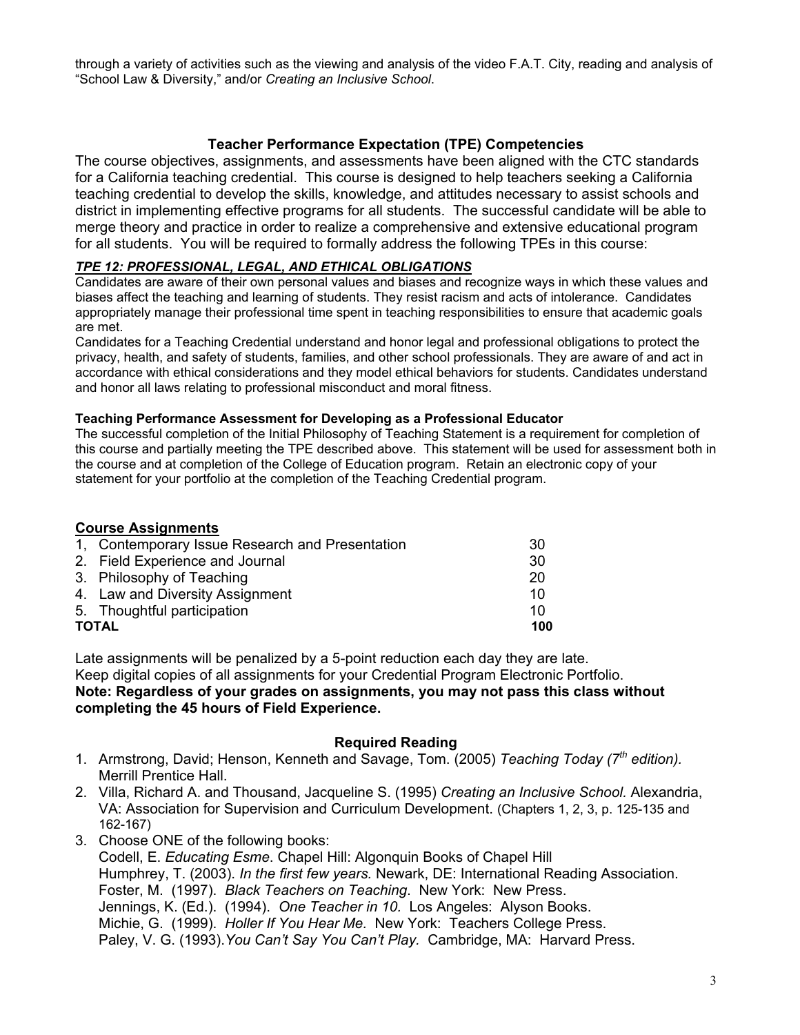through a variety of activities such as the viewing and analysis of the video F.A.T. City, reading and analysis of "School Law & Diversity," and/or *Creating an Inclusive School*.

## Teacher Performance Expectation (TPE) Competencies

The course objectives, assignments, and assessments have been aligned with the CTC standards for a California teaching credential. This course is designed to help teachers seeking a California teaching credential to develop the skills, knowledge, and attitudes necessary to assist schools and district in implementing effective programs for all students. The successful candidate will be able to merge theory and practice in order to realize a comprehensive and extensive educational program for all students. You will be required to formally address the following TPEs in this course:

### ***TPE 12: PROFESSIONAL, LEGAL, AND ETHICAL OBLIGATIONS***

Candidates are aware of their own personal values and biases and recognize ways in which these values and biases affect the teaching and learning of students. They resist racism and acts of intolerance. Candidates appropriately manage their professional time spent in teaching responsibilities to ensure that academic goals are met.

Candidates for a Teaching Credential understand and honor legal and professional obligations to protect the privacy, health, and safety of students, families, and other school professionals. They are aware of and act in accordance with ethical considerations and they model ethical behaviors for students. Candidates understand and honor all laws relating to professional misconduct and moral fitness.

**Teaching Performance Assessment for Developing as a Professional Educator**

The successful completion of the Initial Philosophy of Teaching Statement is a requirement for completion of this course and partially meeting the TPE described above. This statement will be used for assessment both in the course and at completion of the College of Education program. Retain an electronic copy of your statement for your portfolio at the completion of the Teaching Credential program.

## Course Assignments

| Assignment | Points |
|---|---|
| 1, Contemporary Issue Research and Presentation | 30 |
| 2. Field Experience and Journal | 30 |
| 3. Philosophy of Teaching | 20 |
| 4. Law and Diversity Assignment | 10 |
| 5. Thoughtful participation | 10 |
| **TOTAL** | **100** |

Late assignments will be penalized by a 5-point reduction each day they are late.
Keep digital copies of all assignments for your Credential Program Electronic Portfolio.
**Note: Regardless of your grades on assignments, you may not pass this class without completing the 45 hours of Field Experience.**

## Required Reading

1. Armstrong, David; Henson, Kenneth and Savage, Tom. (2005) *Teaching Today (7th edition).* Merrill Prentice Hall.
2. Villa, Richard A. and Thousand, Jacqueline S. (1995) *Creating an Inclusive School.* Alexandria, VA: Association for Supervision and Curriculum Development. (Chapters 1, 2, 3, p. 125-135 and 162-167)
3. Choose ONE of the following books:
   Codell, E. *Educating Esme.* Chapel Hill: Algonquin Books of Chapel Hill
   Humphrey, T. (2003). *In the first few years.* Newark, DE: International Reading Association.
   Foster, M. (1997). *Black Teachers on Teaching*. New York: New Press.
   Jennings, K. (Ed.). (1994). *One Teacher in 10.* Los Angeles: Alyson Books.
   Michie, G. (1999). *Holler If You Hear Me.* New York: Teachers College Press.
   Paley, V. G. (1993).*You Can't Say You Can't Play.* Cambridge, MA: Harvard Press.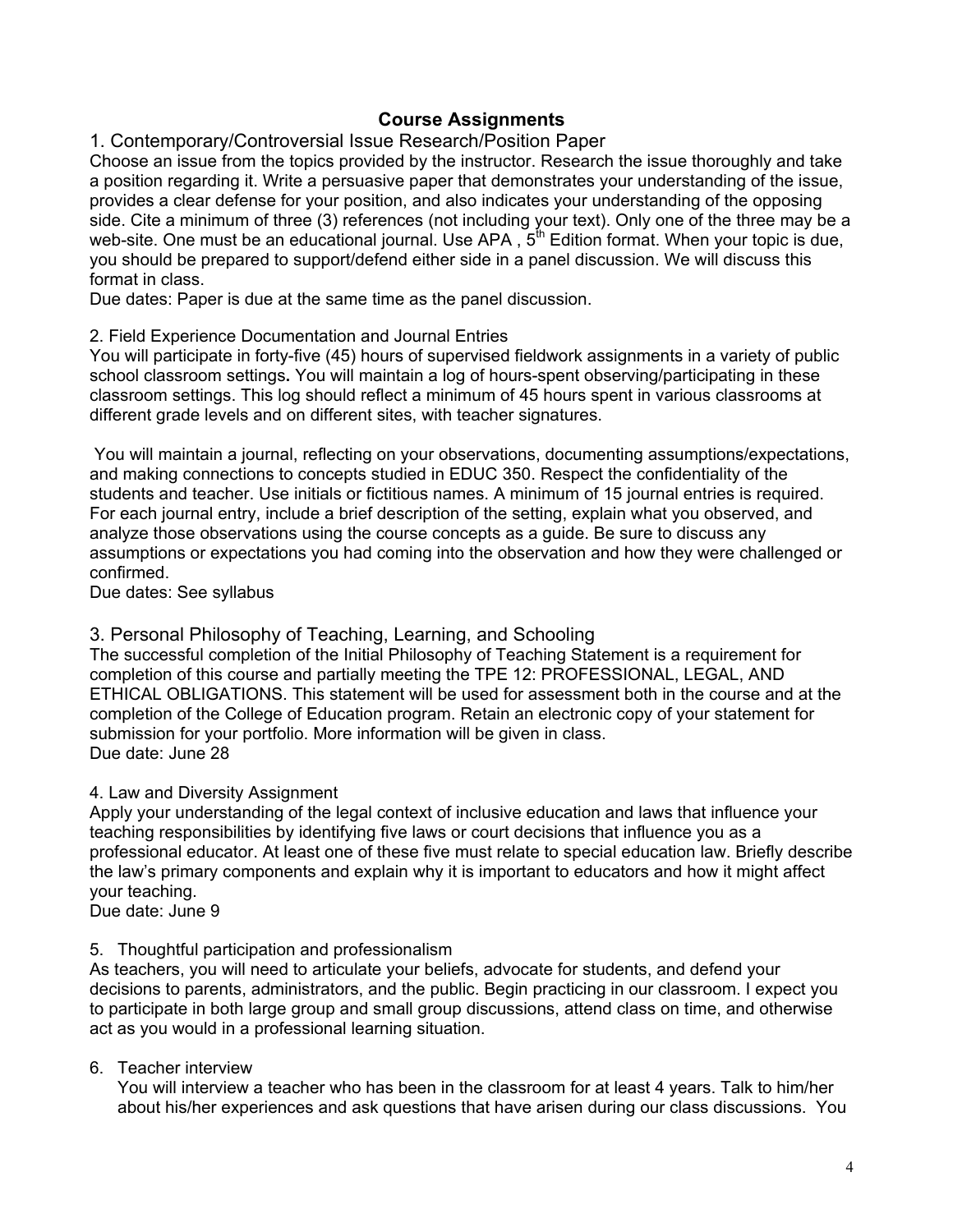## Course Assignments

### 1. Contemporary/Controversial Issue Research/Position Paper

Choose an issue from the topics provided by the instructor. Research the issue thoroughly and take a position regarding it. Write a persuasive paper that demonstrates your understanding of the issue, provides a clear defense for your position, and also indicates your understanding of the opposing side. Cite a minimum of three (3) references (not including your text). Only one of the three may be a web-site. One must be an educational journal. Use APA , 5th Edition format. When your topic is due, you should be prepared to support/defend either side in a panel discussion. We will discuss this format in class.

Due dates: Paper is due at the same time as the panel discussion.

### 2. Field Experience Documentation and Journal Entries

You will participate in forty-five (45) hours of supervised fieldwork assignments in a variety of public school classroom settings**.** You will maintain a log of hours-spent observing/participating in these classroom settings. This log should reflect a minimum of 45 hours spent in various classrooms at different grade levels and on different sites, with teacher signatures.

You will maintain a journal, reflecting on your observations, documenting assumptions/expectations, and making connections to concepts studied in EDUC 350. Respect the confidentiality of the students and teacher. Use initials or fictitious names. A minimum of 15 journal entries is required. For each journal entry, include a brief description of the setting, explain what you observed, and analyze those observations using the course concepts as a guide. Be sure to discuss any assumptions or expectations you had coming into the observation and how they were challenged or confirmed.

Due dates: See syllabus

### 3. Personal Philosophy of Teaching, Learning, and Schooling

The successful completion of the Initial Philosophy of Teaching Statement is a requirement for completion of this course and partially meeting the TPE 12: PROFESSIONAL, LEGAL, AND ETHICAL OBLIGATIONS. This statement will be used for assessment both in the course and at the completion of the College of Education program. Retain an electronic copy of your statement for submission for your portfolio. More information will be given in class.

Due date: June 28

### 4. Law and Diversity Assignment

Apply your understanding of the legal context of inclusive education and laws that influence your teaching responsibilities by identifying five laws or court decisions that influence you as a professional educator. At least one of these five must relate to special education law. Briefly describe the law's primary components and explain why it is important to educators and how it might affect your teaching.

Due date: June 9

### 5. Thoughtful participation and professionalism

As teachers, you will need to articulate your beliefs, advocate for students, and defend your decisions to parents, administrators, and the public. Begin practicing in our classroom. I expect you to participate in both large group and small group discussions, attend class on time, and otherwise act as you would in a professional learning situation.

### 6. Teacher interview

You will interview a teacher who has been in the classroom for at least 4 years. Talk to him/her about his/her experiences and ask questions that have arisen during our class discussions. You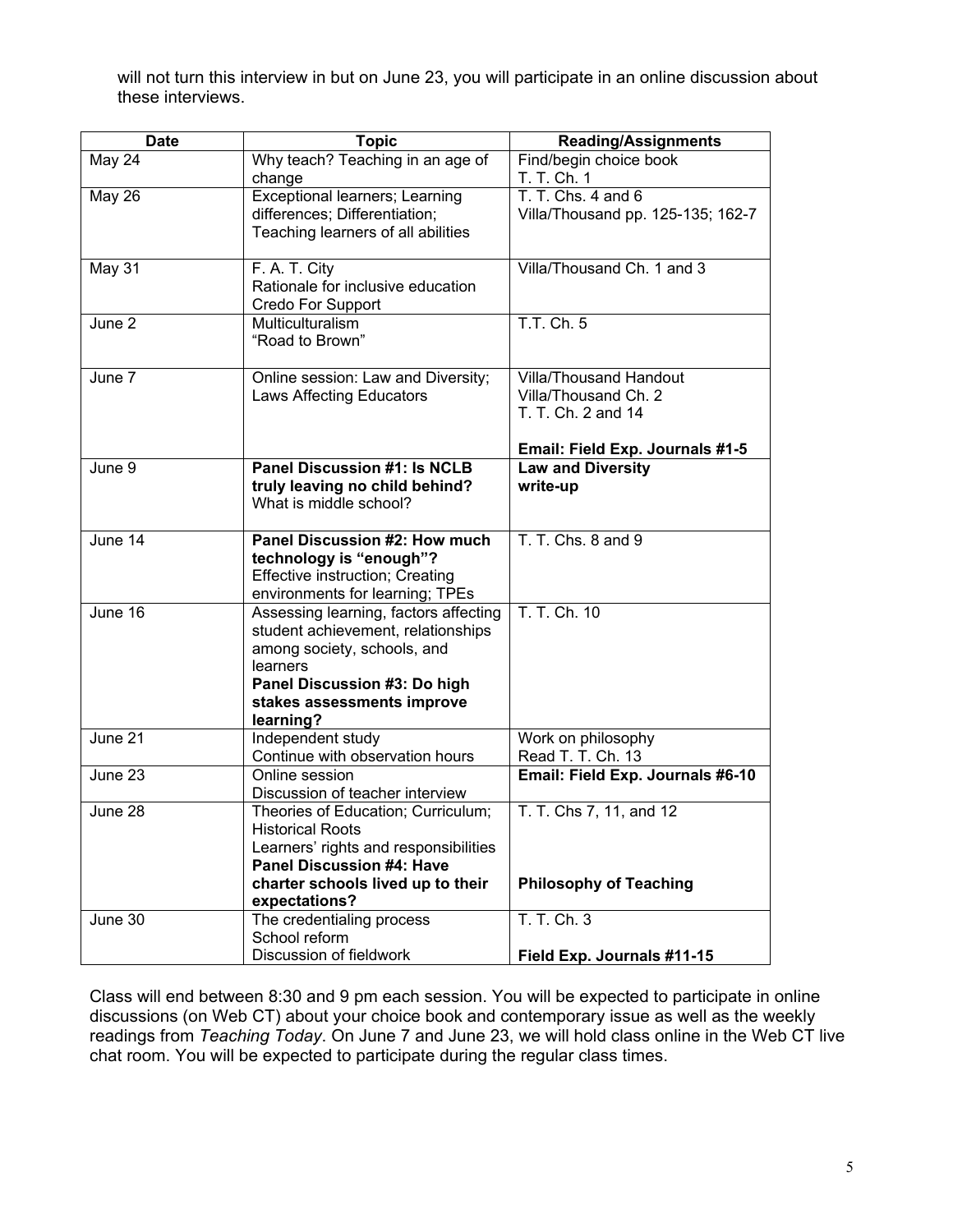will not turn this interview in but on June 23, you will participate in an online discussion about these interviews.

| Date | Topic | Reading/Assignments |
| --- | --- | --- |
| May 24 | Why teach? Teaching in an age of change | Find/begin choice book<br>T. T. Ch. 1 |
| May 26 | Exceptional learners; Learning differences; Differentiation; Teaching learners of all abilities | T. T. Chs. 4 and 6<br>Villa/Thousand pp. 125-135; 162-7 |
| May 31 | F. A. T. City<br>Rationale for inclusive education<br>Credo For Support | Villa/Thousand Ch. 1 and 3 |
| June 2 | Multiculturalism<br>"Road to Brown" | T.T. Ch. 5 |
| June 7 | Online session: Law and Diversity; Laws Affecting Educators | Villa/Thousand Handout<br>Villa/Thousand Ch. 2<br>T. T. Ch. 2 and 14<br><br>**Email: Field Exp. Journals #1-5** |
| June 9 | **Panel Discussion #1: Is NCLB truly leaving no child behind?**<br>What is middle school? | **Law and Diversity write-up** |
| June 14 | **Panel Discussion #2: How much technology is "enough"?**<br>Effective instruction; Creating environments for learning; TPEs | T. T. Chs. 8 and 9 |
| June 16 | Assessing learning, factors affecting student achievement, relationships among society, schools, and learners<br>**Panel Discussion #3: Do high stakes assessments improve learning?** | T. T. Ch. 10 |
| June 21 | Independent study<br>Continue with observation hours | Work on philosophy<br>Read T. T. Ch. 13 |
| June 23 | Online session<br>Discussion of teacher interview | **Email: Field Exp. Journals #6-10** |
| June 28 | Theories of Education; Curriculum; Historical Roots<br>Learners' rights and responsibilities<br>**Panel Discussion #4: Have charter schools lived up to their expectations?** | T. T. Chs 7, 11, and 12<br><br><br>**Philosophy of Teaching** |
| June 30 | The credentialing process<br>School reform<br>Discussion of fieldwork | T. T. Ch. 3<br><br>**Field Exp. Journals #11-15** |

Class will end between 8:30 and 9 pm each session. You will be expected to participate in online discussions (on Web CT) about your choice book and contemporary issue as well as the weekly readings from *Teaching Today*. On June 7 and June 23, we will hold class online in the Web CT live chat room. You will be expected to participate during the regular class times.